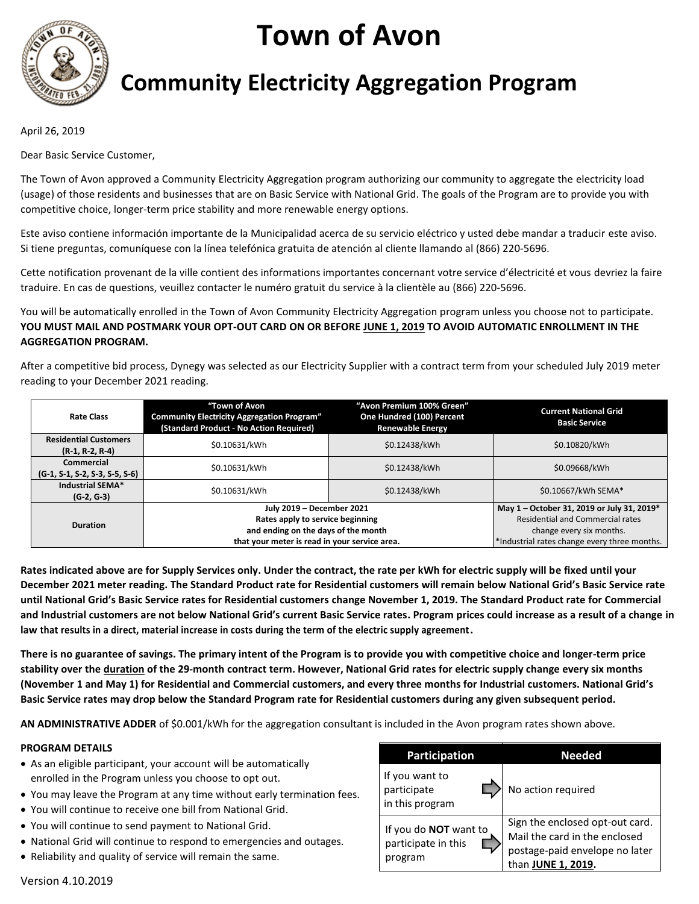# Town of Avon

## Community Electricity Aggregation Program

April 26, 2019

Dear Basic Service Customer,

The Town of Avon approved a Community Electricity Aggregation program authorizing our community to aggregate the electricity load (usage) of those residents and businesses that are on Basic Service with National Grid. The goals of the Program are to provide you with competitive choice, longer-term price stability and more renewable energy options.

Este aviso contiene información importante de la Municipalidad acerca de su servicio eléctrico y usted debe mandar a traducir este aviso. Si tiene preguntas, comuníquese con la línea telefónica gratuita de atención al cliente llamando al (866) 220-5696.

Cette notification provenant de la ville contient des informations importantes concernant votre service d'électricité et vous devriez la faire traduire. En cas de questions, veuillez contacter le numéro gratuit du service à la clientèle au (866) 220-5696.

You will be automatically enrolled in the Town of Avon Community Electricity Aggregation program unless you choose not to participate. **YOU MUST MAIL AND POSTMARK YOUR OPT-OUT CARD ON OR BEFORE JUNE 1, 2019 TO AVOID AUTOMATIC ENROLLMENT IN THE AGGREGATION PROGRAM.**

After a competitive bid process, Dynegy was selected as our Electricity Supplier with a contract term from your scheduled July 2019 meter reading to your December 2021 reading.

| Rate Class | "Town of Avon Community Electricity Aggregation Program" (Standard Product - No Action Required) | "Avon Premium 100% Green" One Hundred (100) Percent Renewable Energy | Current National Grid Basic Service |
|---|---|---|---|
| **Residential Customers (R-1, R-2, R-4)** | $0.10631/kWh | $0.12438/kWh | $0.10820/kWh |
| **Commercial (G-1, S-1, S-2, S-3, S-5, S-6)** | $0.10631/kWh | $0.12438/kWh | $0.09668/kWh |
| **Industrial SEMA* (G-2, G-3)** | $0.10631/kWh | $0.12438/kWh | $0.10667/kWh SEMA* |
| **Duration** | **July 2019 – December 2021** **Rates apply to service beginning and ending on the days of the month that your meter is read in your service area.** | | **May 1 – October 31, 2019 or July 31, 2019*** Residential and Commercial rates change every six months. *Industrial rates change every three months. |

**Rates indicated above are for Supply Services only. Under the contract, the rate per kWh for electric supply will be fixed until your December 2021 meter reading. The Standard Product rate for Residential customers will remain below National Grid's Basic Service rate until National Grid's Basic Service rates for Residential customers change November 1, 2019. The Standard Product rate for Commercial and Industrial customers are not below National Grid's current Basic Service rates. Program prices could increase as a result of a change in law that results in a direct, material increase in costs during the term of the electric supply agreement.**

**There is no guarantee of savings. The primary intent of the Program is to provide you with competitive choice and longer-term price stability over the duration of the 29-month contract term. However, National Grid rates for electric supply change every six months (November 1 and May 1) for Residential and Commercial customers, and every three months for Industrial customers. National Grid's Basic Service rates may drop below the Standard Program rate for Residential customers during any given subsequent period.**

**AN ADMINISTRATIVE ADDER** of $0.001/kWh for the aggregation consultant is included in the Avon program rates shown above.

**PROGRAM DETAILS**

- As an eligible participant, your account will be automatically enrolled in the Program unless you choose to opt out.
- You may leave the Program at any time without early termination fees.
- You will continue to receive one bill from National Grid.
- You will continue to send payment to National Grid.
- National Grid will continue to respond to emergencies and outages.
- Reliability and quality of service will remain the same.

| Participation | Needed |
|---|---|
| If you want to participate in this program | No action required |
| If you do **NOT** want to participate in this program | Sign the enclosed opt-out card. Mail the card in the enclosed postage-paid envelope no later than **JUNE 1, 2019.** |

Version 4.10.2019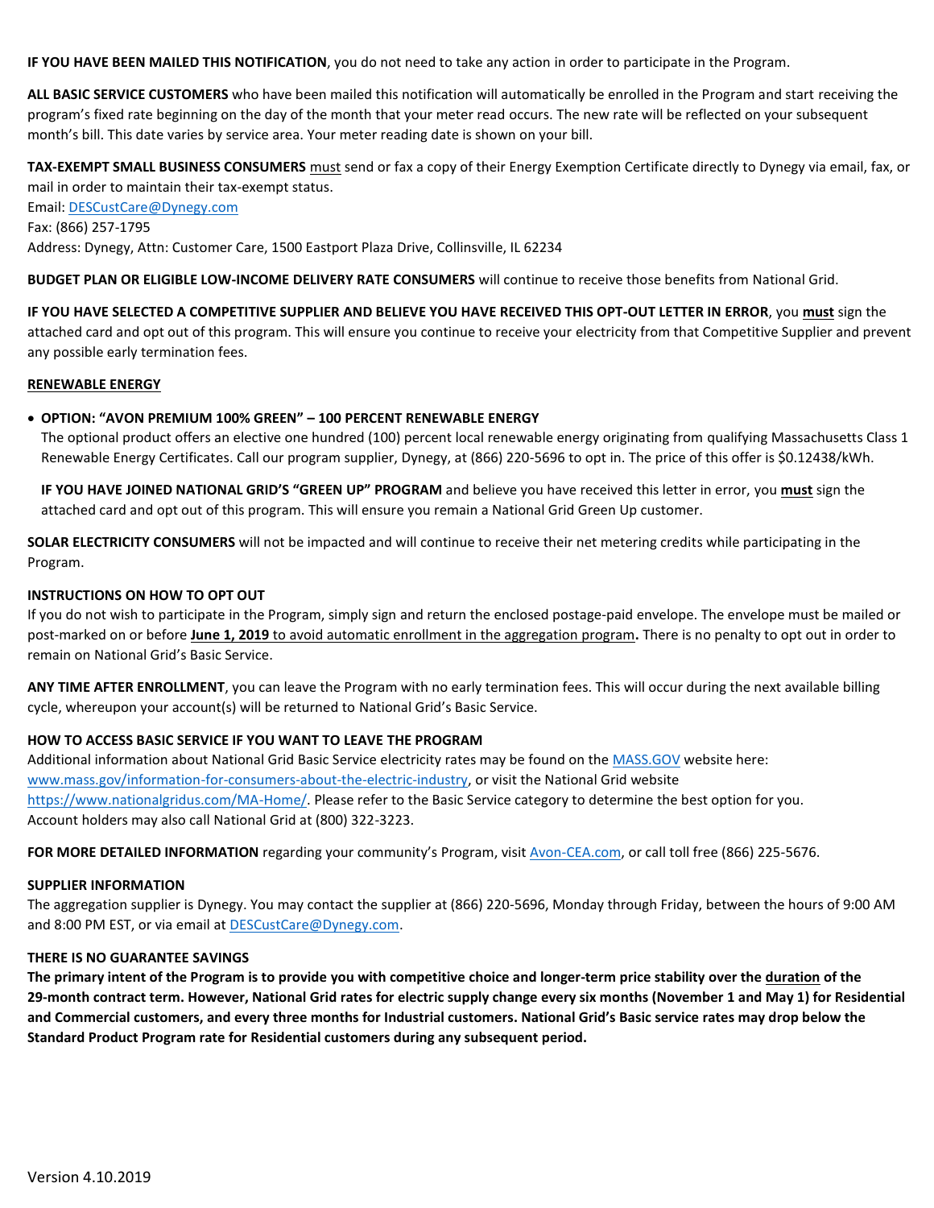**IF YOU HAVE BEEN MAILED THIS NOTIFICATION**, you do not need to take any action in order to participate in the Program.

**ALL BASIC SERVICE CUSTOMERS** who have been mailed this notification will automatically be enrolled in the Program and start receiving the program's fixed rate beginning on the day of the month that your meter read occurs. The new rate will be reflected on your subsequent month's bill. This date varies by service area. Your meter reading date is shown on your bill.

**TAX-EXEMPT SMALL BUSINESS CONSUMERS** must send or fax a copy of their Energy Exemption Certificate directly to Dynegy via email, fax, or mail in order to maintain their tax-exempt status.
Email: DESCustCare@Dynegy.com
Fax: (866) 257-1795
Address: Dynegy, Attn: Customer Care, 1500 Eastport Plaza Drive, Collinsville, IL 62234

**BUDGET PLAN OR ELIGIBLE LOW-INCOME DELIVERY RATE CONSUMERS** will continue to receive those benefits from National Grid.

**IF YOU HAVE SELECTED A COMPETITIVE SUPPLIER AND BELIEVE YOU HAVE RECEIVED THIS OPT-OUT LETTER IN ERROR**, you **must** sign the attached card and opt out of this program. This will ensure you continue to receive your electricity from that Competitive Supplier and prevent any possible early termination fees.

**RENEWABLE ENERGY**

- **OPTION: "AVON PREMIUM 100% GREEN" – 100 PERCENT RENEWABLE ENERGY**
  The optional product offers an elective one hundred (100) percent local renewable energy originating from qualifying Massachusetts Class 1 Renewable Energy Certificates. Call our program supplier, Dynegy, at (866) 220-5696 to opt in. The price of this offer is $0.12438/kWh.

  **IF YOU HAVE JOINED NATIONAL GRID'S "GREEN UP" PROGRAM** and believe you have received this letter in error, you **must** sign the attached card and opt out of this program. This will ensure you remain a National Grid Green Up customer.

**SOLAR ELECTRICITY CONSUMERS** will not be impacted and will continue to receive their net metering credits while participating in the Program.

**INSTRUCTIONS ON HOW TO OPT OUT**
If you do not wish to participate in the Program, simply sign and return the enclosed postage-paid envelope. The envelope must be mailed or post-marked on or before **June 1, 2019** to avoid automatic enrollment in the aggregation program**.** There is no penalty to opt out in order to remain on National Grid's Basic Service.

**ANY TIME AFTER ENROLLMENT**, you can leave the Program with no early termination fees. This will occur during the next available billing cycle, whereupon your account(s) will be returned to National Grid's Basic Service.

**HOW TO ACCESS BASIC SERVICE IF YOU WANT TO LEAVE THE PROGRAM**
Additional information about National Grid Basic Service electricity rates may be found on the MASS.GOV website here: www.mass.gov/information-for-consumers-about-the-electric-industry, or visit the National Grid website https://www.nationalgridus.com/MA-Home/. Please refer to the Basic Service category to determine the best option for you. Account holders may also call National Grid at (800) 322-3223.

**FOR MORE DETAILED INFORMATION** regarding your community's Program, visit Avon-CEA.com, or call toll free (866) 225-5676.

**SUPPLIER INFORMATION**
The aggregation supplier is Dynegy. You may contact the supplier at (866) 220-5696, Monday through Friday, between the hours of 9:00 AM and 8:00 PM EST, or via email at DESCustCare@Dynegy.com.

**THERE IS NO GUARANTEE SAVINGS**
**The primary intent of the Program is to provide you with competitive choice and longer-term price stability over the duration of the 29-month contract term. However, National Grid rates for electric supply change every six months (November 1 and May 1) for Residential and Commercial customers, and every three months for Industrial customers. National Grid's Basic service rates may drop below the Standard Product Program rate for Residential customers during any subsequent period.**

Version 4.10.2019